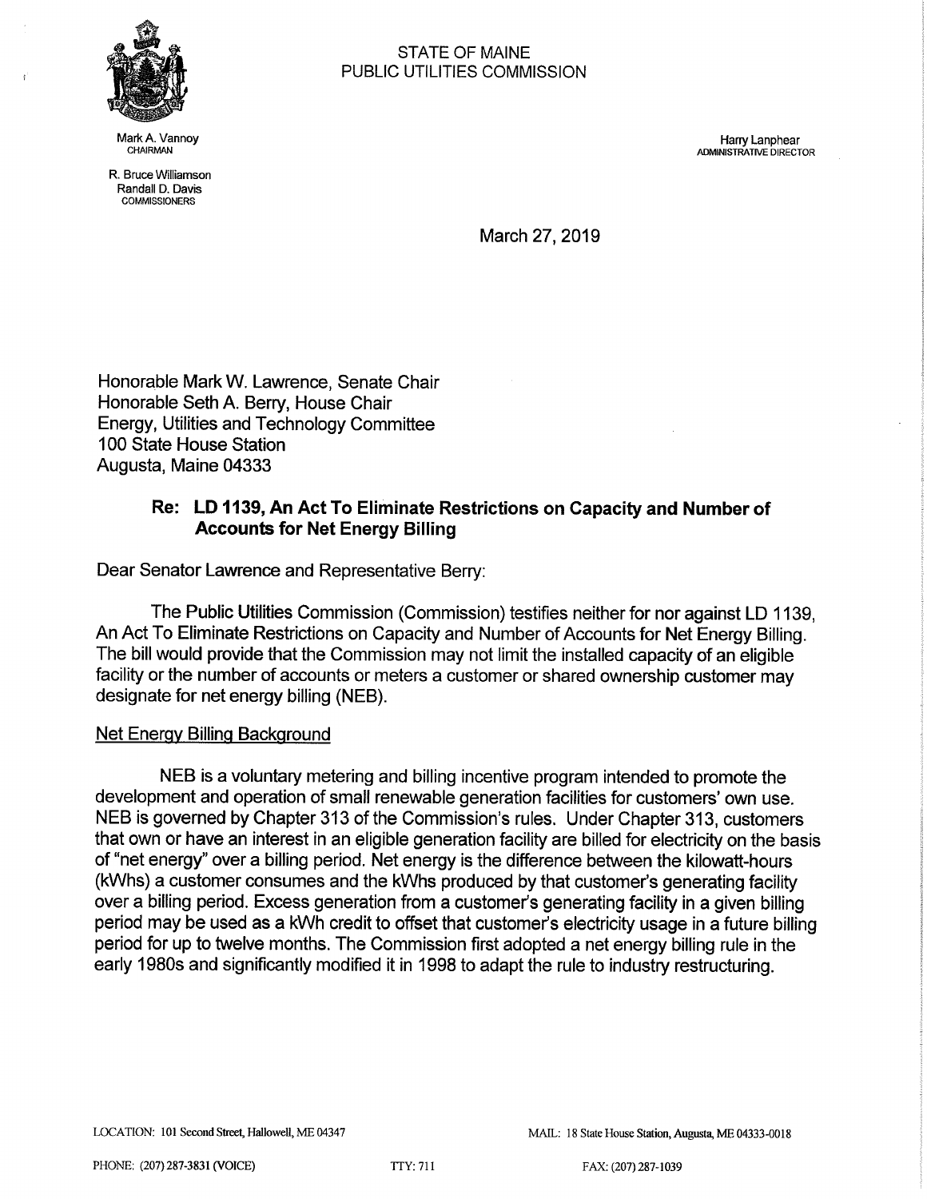STATE OF MAINE
PUBLIC UTILITIES COMMISSION

Mark A. Vannoy
CHAIRMAN

R. Bruce Williamson
Randall D. Davis
COMMISSIONERS

Harry Lanphear
ADMINISTRATIVE DIRECTOR

March 27, 2019

Honorable Mark W. Lawrence, Senate Chair
Honorable Seth A. Berry, House Chair
Energy, Utilities and Technology Committee
100 State House Station
Augusta, Maine 04333

**Re: LD 1139, An Act To Eliminate Restrictions on Capacity and Number of Accounts for Net Energy Billing**

Dear Senator Lawrence and Representative Berry:

The Public Utilities Commission (Commission) testifies neither for nor against LD 1139, An Act To Eliminate Restrictions on Capacity and Number of Accounts for Net Energy Billing. The bill would provide that the Commission may not limit the installed capacity of an eligible facility or the number of accounts or meters a customer or shared ownership customer may designate for net energy billing (NEB).

Net Energy Billing Background

NEB is a voluntary metering and billing incentive program intended to promote the development and operation of small renewable generation facilities for customers' own use. NEB is governed by Chapter 313 of the Commission's rules. Under Chapter 313, customers that own or have an interest in an eligible generation facility are billed for electricity on the basis of "net energy" over a billing period. Net energy is the difference between the kilowatt-hours (kWhs) a customer consumes and the kWhs produced by that customer's generating facility over a billing period. Excess generation from a customer's generating facility in a given billing period may be used as a kWh credit to offset that customer's electricity usage in a future billing period for up to twelve months. The Commission first adopted a net energy billing rule in the early 1980s and significantly modified it in 1998 to adapt the rule to industry restructuring.

LOCATION: 101 Second Street, Hallowell, ME 04347

MAIL: 18 State House Station, Augusta, ME 04333-0018

PHONE: (207) 287-3831 (VOICE)

TTY: 711

FAX: (207) 287-1039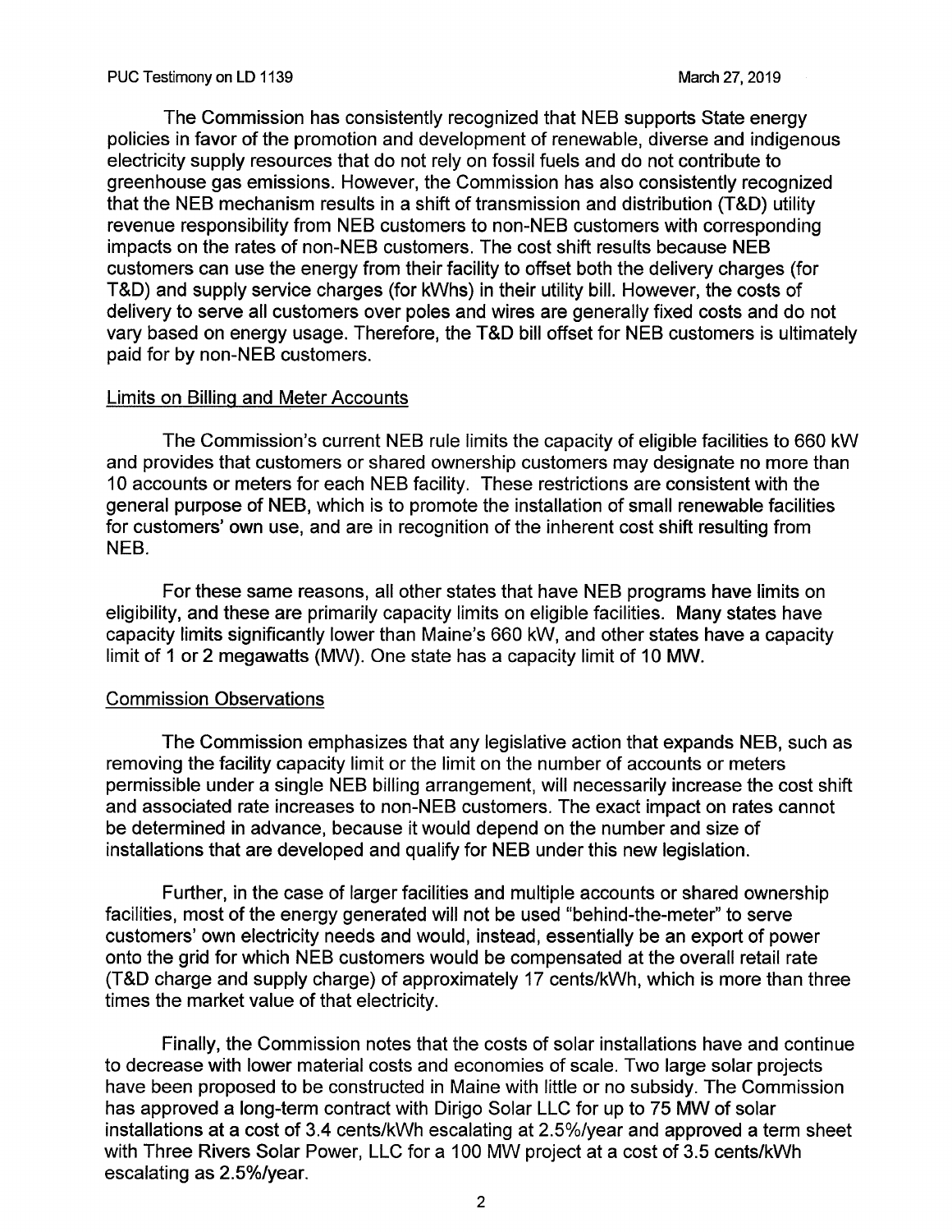The Commission has consistently recognized that NEB supports State energy policies in favor of the promotion and development of renewable, diverse and indigenous electricity supply resources that do not rely on fossil fuels and do not contribute to greenhouse gas emissions. However, the Commission has also consistently recognized that the NEB mechanism results in a shift of transmission and distribution (T&D) utility revenue responsibility from NEB customers to non-NEB customers with corresponding impacts on the rates of non-NEB customers. The cost shift results because NEB customers can use the energy from their facility to offset both the delivery charges (for T&D) and supply service charges (for kWhs) in their utility bill. However, the costs of delivery to serve all customers over poles and wires are generally fixed costs and do not vary based on energy usage. Therefore, the T&D bill offset for NEB customers is ultimately paid for by non-NEB customers.

### Limits on Billing and Meter Accounts

The Commission's current NEB rule limits the capacity of eligible facilities to 660 kW and provides that customers or shared ownership customers may designate no more than 10 accounts or meters for each NEB facility. These restrictions are consistent with the general purpose of NEB, which is to promote the installation of small renewable facilities for customers' own use, and are in recognition of the inherent cost shift resulting from NEB.

For these same reasons, all other states that have NEB programs have limits on eligibility, and these are primarily capacity limits on eligible facilities. Many states have capacity limits significantly lower than Maine's 660 kW, and other states have a capacity limit of 1 or 2 megawatts (MW). One state has a capacity limit of 10 MW.

### Commission Observations

The Commission emphasizes that any legislative action that expands NEB, such as removing the facility capacity limit or the limit on the number of accounts or meters permissible under a single NEB billing arrangement, will necessarily increase the cost shift and associated rate increases to non-NEB customers. The exact impact on rates cannot be determined in advance, because it would depend on the number and size of installations that are developed and qualify for NEB under this new legislation.

Further, in the case of larger facilities and multiple accounts or shared ownership facilities, most of the energy generated will not be used "behind-the-meter" to serve customers' own electricity needs and would, instead, essentially be an export of power onto the grid for which NEB customers would be compensated at the overall retail rate (T&D charge and supply charge) of approximately 17 cents/kWh, which is more than three times the market value of that electricity.

Finally, the Commission notes that the costs of solar installations have and continue to decrease with lower material costs and economies of scale. Two large solar projects have been proposed to be constructed in Maine with little or no subsidy. The Commission has approved a long-term contract with Dirigo Solar LLC for up to 75 MW of solar installations at a cost of 3.4 cents/kWh escalating at 2.5%/year and approved a term sheet with Three Rivers Solar Power, LLC for a 100 MW project at a cost of 3.5 cents/kWh escalating as 2.5%/year.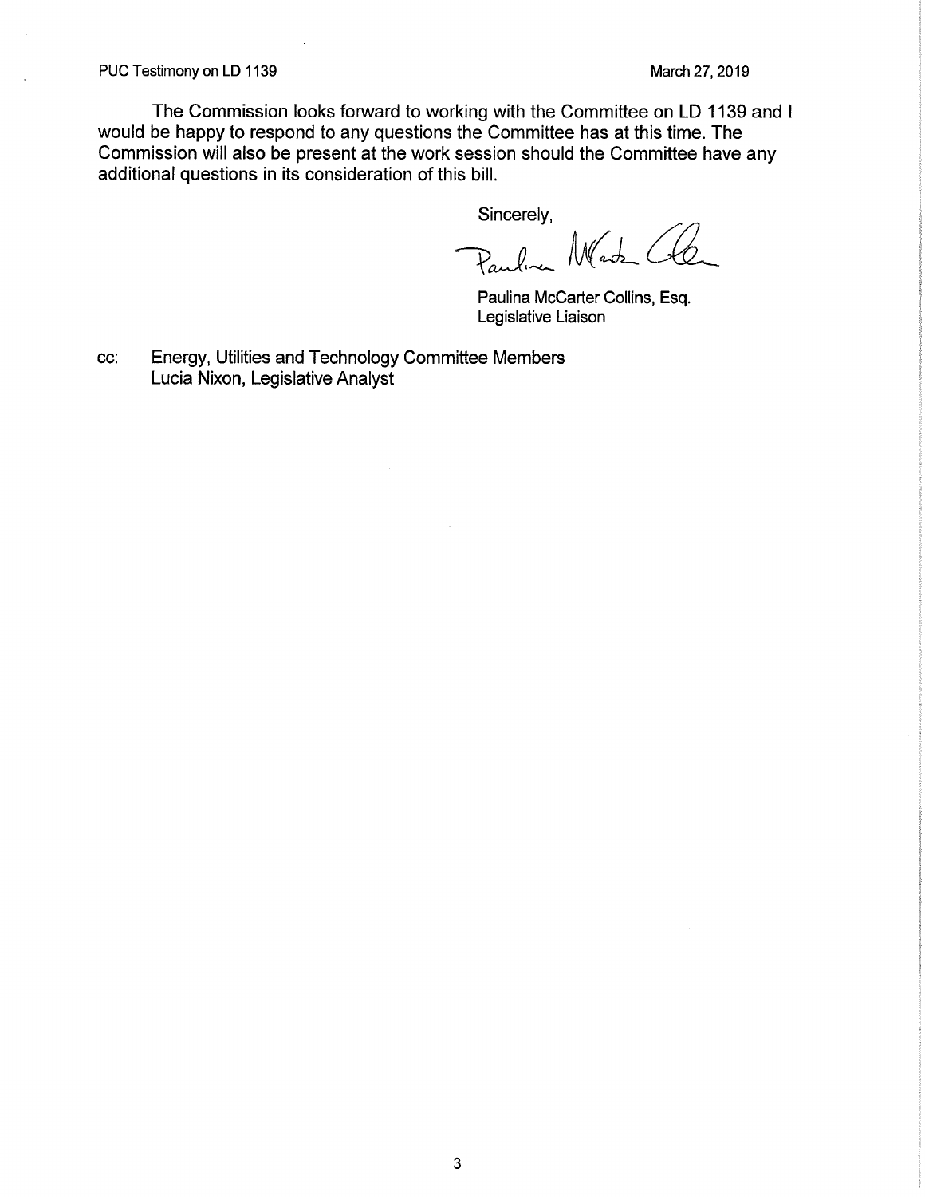The Commission looks forward to working with the Committee on LD 1139 and I would be happy to respond to any questions the Committee has at this time. The Commission will also be present at the work session should the Committee have any additional questions in its consideration of this bill.

Sincerely,

Paulina McCarter Collins, Esq.
Legislative Liaison

cc: Energy, Utilities and Technology Committee Members
Lucia Nixon, Legislative Analyst